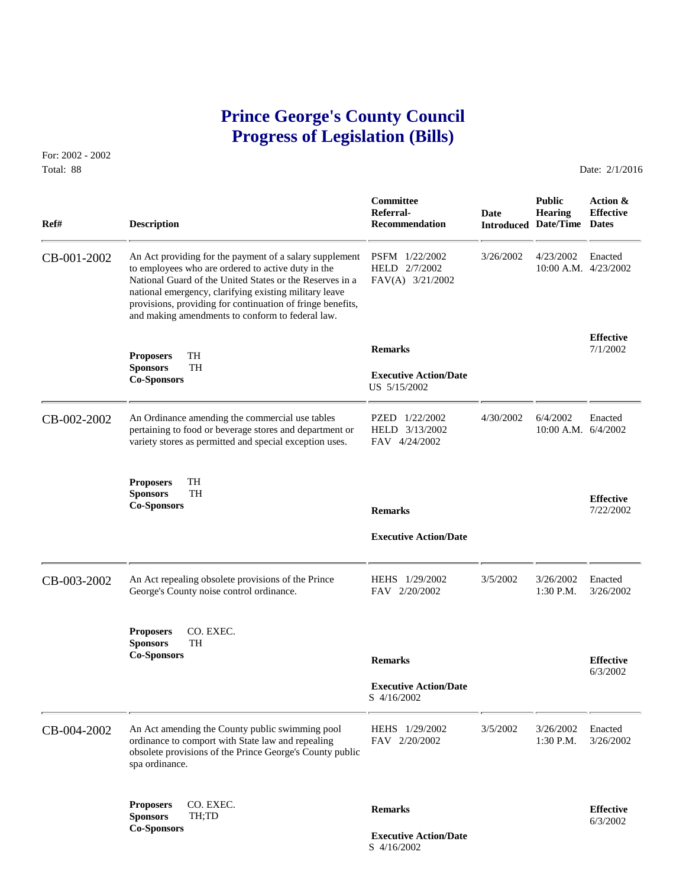# Prince George's County Council
# Progress of Legislation (Bills)

For: 2002 - 2002
Total: 88

Date: 2/1/2016

| Ref# | Description | Committee Referral-Recommendation | Date Introduced | Public Hearing Date/Time | Action & Effective Dates |
|---|---|---|---|---|---|
| CB-001-2002 | An Act providing for the payment of a salary supplement to employees who are ordered to active duty in the National Guard of the United States or the Reserves in a national emergency, clarifying existing military leave provisions, providing for continuation of fringe benefits, and making amendments to conform to federal law. | PSFM 1/22/2002<br>HELD 2/7/2002<br>FAV(A) 3/21/2002 | 3/26/2002 | 4/23/2002<br>10:00 A.M. | Enacted<br>4/23/2002 |
| | **Proposers** TH<br>**Sponsors** TH<br>**Co-Sponsors** | **Remarks**<br><br>**Executive Action/Date**<br>US 5/15/2002 | | | **Effective**<br>7/1/2002 |
| CB-002-2002 | An Ordinance amending the commercial use tables pertaining to food or beverage stores and department or variety stores as permitted and special exception uses. | PZED 1/22/2002<br>HELD 3/13/2002<br>FAV 4/24/2002 | 4/30/2002 | 6/4/2002<br>10:00 A.M. | Enacted<br>6/4/2002 |
| | **Proposers** TH<br>**Sponsors** TH<br>**Co-Sponsors** | **Remarks**<br><br>**Executive Action/Date** | | | **Effective**<br>7/22/2002 |
| CB-003-2002 | An Act repealing obsolete provisions of the Prince George's County noise control ordinance. | HEHS 1/29/2002<br>FAV 2/20/2002 | 3/5/2002 | 3/26/2002<br>1:30 P.M. | Enacted<br>3/26/2002 |
| | **Proposers** CO. EXEC.<br>**Sponsors** TH<br>**Co-Sponsors** | **Remarks**<br><br>**Executive Action/Date**<br>S 4/16/2002 | | | **Effective**<br>6/3/2002 |
| CB-004-2002 | An Act amending the County public swimming pool ordinance to comport with State law and repealing obsolete provisions of the Prince George's County public spa ordinance. | HEHS 1/29/2002<br>FAV 2/20/2002 | 3/5/2002 | 3/26/2002<br>1:30 P.M. | Enacted<br>3/26/2002 |
| | **Proposers** CO. EXEC.<br>**Sponsors** TH;TD<br>**Co-Sponsors** | **Remarks**<br><br>**Executive Action/Date**<br>S 4/16/2002 | | | **Effective**<br>6/3/2002 |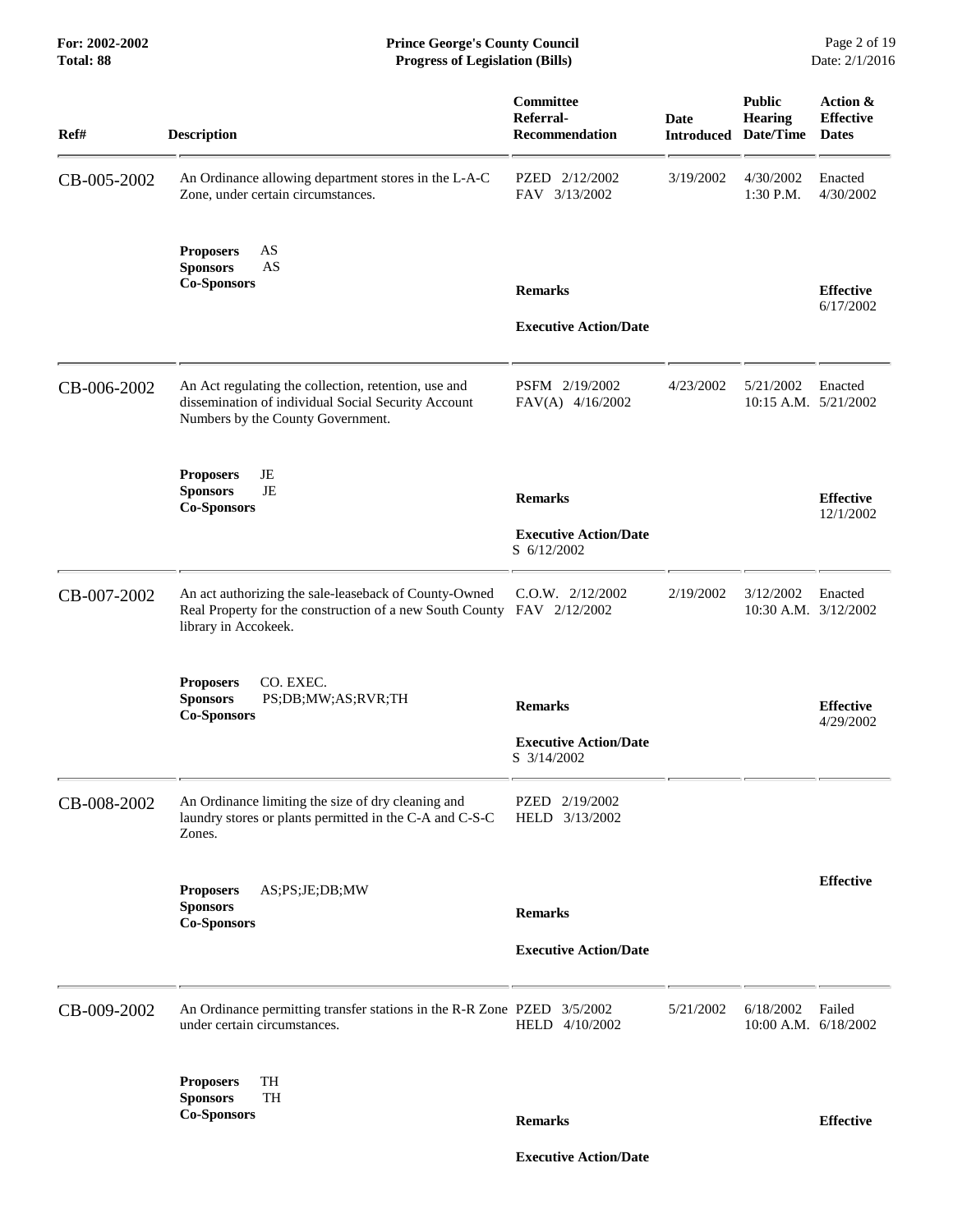| Ref# | Description | Committee Referral-Recommendation | Date Introduced | Public Hearing Date/Time | Action & Effective Dates |
|---|---|---|---|---|---|
| CB-005-2002 | An Ordinance allowing department stores in the L-A-C Zone, under certain circumstances. | PZED 2/12/2002<br>FAV 3/13/2002 | 3/19/2002 | 4/30/2002<br>1:30 P.M. | Enacted<br>4/30/2002 |
| | **Proposers** AS<br>**Sponsors** AS<br>**Co-Sponsors** | **Remarks**<br><br>**Executive Action/Date** | | | **Effective**<br>6/17/2002 |
| CB-006-2002 | An Act regulating the collection, retention, use and dissemination of individual Social Security Account Numbers by the County Government. | PSFM 2/19/2002<br>FAV(A) 4/16/2002 | 4/23/2002 | 5/21/2002<br>10:15 A.M. | Enacted<br>5/21/2002 |
| | **Proposers** JE<br>**Sponsors** JE<br>**Co-Sponsors** | **Remarks**<br><br>**Executive Action/Date**<br>S 6/12/2002 | | | **Effective**<br>12/1/2002 |
| CB-007-2002 | An act authorizing the sale-leaseback of County-Owned Real Property for the construction of a new South County library in Accokeek. | C.O.W. 2/12/2002<br>FAV 2/12/2002 | 2/19/2002 | 3/12/2002<br>10:30 A.M. | Enacted<br>3/12/2002 |
| | **Proposers** CO. EXEC.<br>**Sponsors** PS;DB;MW;AS;RVR;TH<br>**Co-Sponsors** | **Remarks**<br><br>**Executive Action/Date**<br>S 3/14/2002 | | | **Effective**<br>4/29/2002 |
| CB-008-2002 | An Ordinance limiting the size of dry cleaning and laundry stores or plants permitted in the C-A and C-S-C Zones. | PZED 2/19/2002<br>HELD 3/13/2002 | | | |
| | **Proposers** AS;PS;JE;DB;MW<br>**Sponsors**<br>**Co-Sponsors** | **Remarks**<br><br>**Executive Action/Date** | | | **Effective** |
| CB-009-2002 | An Ordinance permitting transfer stations in the R-R Zone under certain circumstances. | PZED 3/5/2002<br>HELD 4/10/2002 | 5/21/2002 | 6/18/2002<br>10:00 A.M. | Failed<br>6/18/2002 |
| | **Proposers** TH<br>**Sponsors** TH<br>**Co-Sponsors** | **Remarks**<br><br>**Executive Action/Date** | | | **Effective** |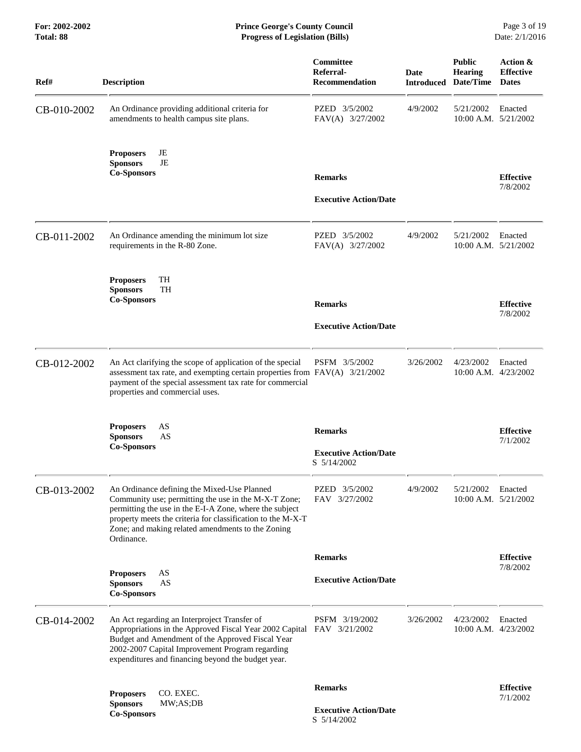| Ref# | Description | Committee Referral-Recommendation | Date Introduced | Public Hearing Date/Time | Action & Effective Dates |
|---|---|---|---|---|---|
| CB-010-2002 | An Ordinance providing additional criteria for amendments to health campus site plans. | PZED 3/5/2002<br>FAV(A) 3/27/2002 | 4/9/2002 | 5/21/2002<br>10:00 A.M. | Enacted<br>5/21/2002 |
| | **Proposers** JE<br>**Sponsors** JE<br>**Co-Sponsors** | **Remarks**<br><br>**Executive Action/Date** | | | **Effective**<br>7/8/2002 |
| CB-011-2002 | An Ordinance amending the minimum lot size requirements in the R-80 Zone. | PZED 3/5/2002<br>FAV(A) 3/27/2002 | 4/9/2002 | 5/21/2002<br>10:00 A.M. | Enacted<br>5/21/2002 |
| | **Proposers** TH<br>**Sponsors** TH<br>**Co-Sponsors** | **Remarks**<br><br>**Executive Action/Date** | | | **Effective**<br>7/8/2002 |
| CB-012-2002 | An Act clarifying the scope of application of the special assessment tax rate, and exempting certain properties from payment of the special assessment tax rate for commercial properties and commercial uses. | PSFM 3/5/2002<br>FAV(A) 3/21/2002 | 3/26/2002 | 4/23/2002<br>10:00 A.M. | Enacted<br>4/23/2002 |
| | **Proposers** AS<br>**Sponsors** AS<br>**Co-Sponsors** | **Remarks**<br><br>**Executive Action/Date**<br>S 5/14/2002 | | | **Effective**<br>7/1/2002 |
| CB-013-2002 | An Ordinance defining the Mixed-Use Planned Community use; permitting the use in the M-X-T Zone; permitting the use in the E-I-A Zone, where the subject property meets the criteria for classification to the M-X-T Zone; and making related amendments to the Zoning Ordinance. | PZED 3/5/2002<br>FAV 3/27/2002 | 4/9/2002 | 5/21/2002<br>10:00 A.M. | Enacted<br>5/21/2002 |
| | **Proposers** AS<br>**Sponsors** AS<br>**Co-Sponsors** | **Remarks**<br><br>**Executive Action/Date** | | | **Effective**<br>7/8/2002 |
| CB-014-2002 | An Act regarding an Interproject Transfer of Appropriations in the Approved Fiscal Year 2002 Capital Budget and Amendment of the Approved Fiscal Year 2002-2007 Capital Improvement Program regarding expenditures and financing beyond the budget year. | PSFM 3/19/2002<br>FAV 3/21/2002 | 3/26/2002 | 4/23/2002<br>10:00 A.M. | Enacted<br>4/23/2002 |
| | **Proposers** CO. EXEC.<br>**Sponsors** MW;AS;DB<br>**Co-Sponsors** | **Remarks**<br><br>**Executive Action/Date**<br>S 5/14/2002 | | | **Effective**<br>7/1/2002 |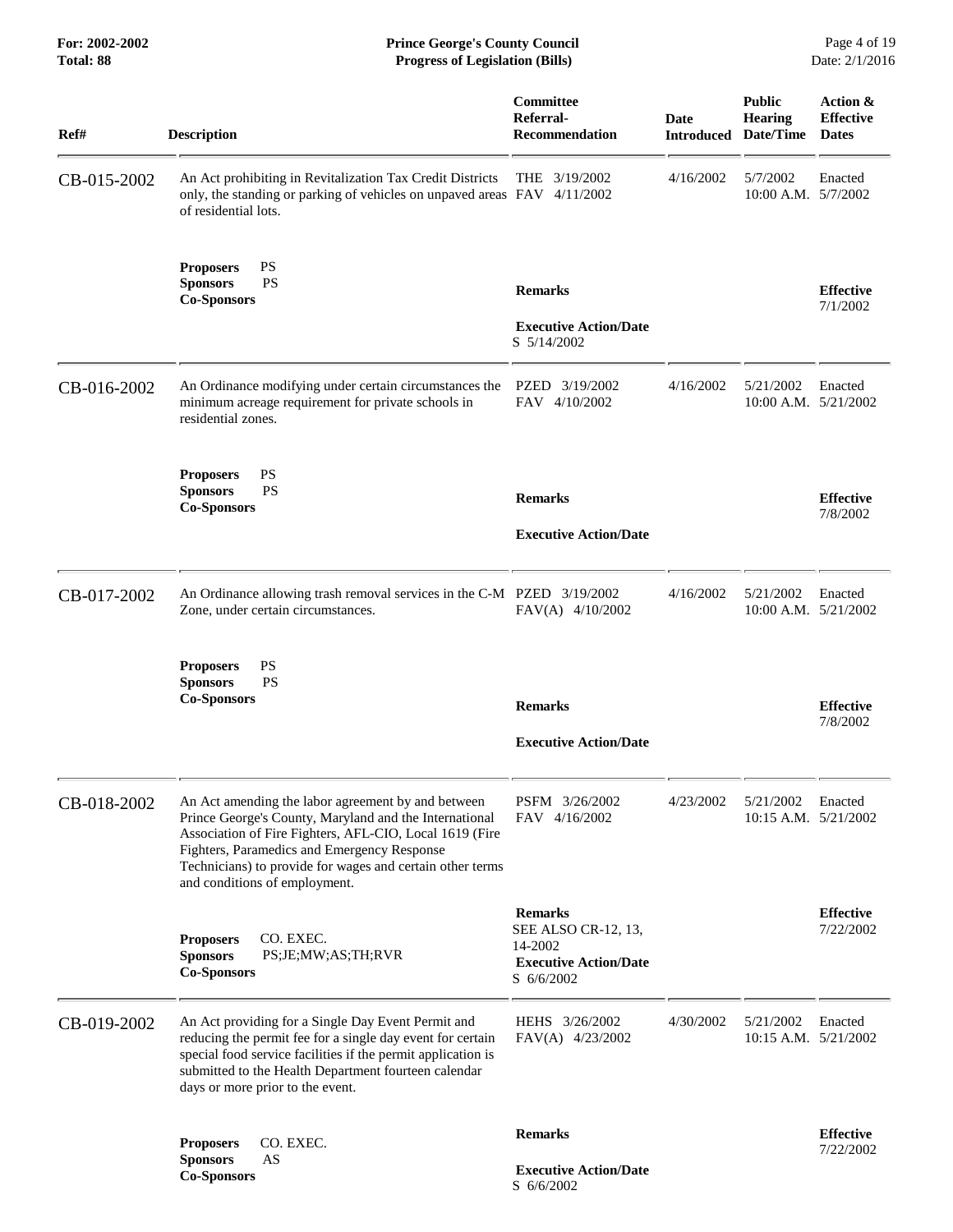| Ref# | Description | Committee Referral-Recommendation | Date Introduced | Public Hearing Date/Time | Action & Effective Dates |
|---|---|---|---|---|---|
| CB-015-2002 | An Act prohibiting in Revitalization Tax Credit Districts only, the standing or parking of vehicles on unpaved areas of residential lots. | THE 3/19/2002<br>FAV 4/11/2002 | 4/16/2002 | 5/7/2002<br>10:00 A.M. | Enacted<br>5/7/2002 |
| | **Proposers** PS<br>**Sponsors** PS<br>**Co-Sponsors** | **Remarks**<br><br>**Executive Action/Date**<br>S 5/14/2002 | | | **Effective**<br>7/1/2002 |
| CB-016-2002 | An Ordinance modifying under certain circumstances the minimum acreage requirement for private schools in residential zones. | PZED 3/19/2002<br>FAV 4/10/2002 | 4/16/2002 | 5/21/2002<br>10:00 A.M. | Enacted<br>5/21/2002 |
| | **Proposers** PS<br>**Sponsors** PS<br>**Co-Sponsors** | **Remarks**<br><br>**Executive Action/Date** | | | **Effective**<br>7/8/2002 |
| CB-017-2002 | An Ordinance allowing trash removal services in the C-M Zone, under certain circumstances. | PZED 3/19/2002<br>FAV(A) 4/10/2002 | 4/16/2002 | 5/21/2002<br>10:00 A.M. | Enacted<br>5/21/2002 |
| | **Proposers** PS<br>**Sponsors** PS<br>**Co-Sponsors** | **Remarks**<br><br>**Executive Action/Date** | | | **Effective**<br>7/8/2002 |
| CB-018-2002 | An Act amending the labor agreement by and between Prince George's County, Maryland and the International Association of Fire Fighters, AFL-CIO, Local 1619 (Fire Fighters, Paramedics and Emergency Response Technicians) to provide for wages and certain other terms and conditions of employment. | PSFM 3/26/2002<br>FAV 4/16/2002 | 4/23/2002 | 5/21/2002<br>10:15 A.M. | Enacted<br>5/21/2002 |
| | **Proposers** CO. EXEC.<br>**Sponsors** PS;JE;MW;AS;TH;RVR<br>**Co-Sponsors** | **Remarks**<br>SEE ALSO CR-12, 13, 14-2002<br>**Executive Action/Date**<br>S 6/6/2002 | | | **Effective**<br>7/22/2002 |
| CB-019-2002 | An Act providing for a Single Day Event Permit and reducing the permit fee for a single day event for certain special food service facilities if the permit application is submitted to the Health Department fourteen calendar days or more prior to the event. | HEHS 3/26/2002<br>FAV(A) 4/23/2002 | 4/30/2002 | 5/21/2002<br>10:15 A.M. | Enacted<br>5/21/2002 |
| | **Proposers** CO. EXEC.<br>**Sponsors** AS<br>**Co-Sponsors** | **Remarks**<br><br>**Executive Action/Date**<br>S 6/6/2002 | | | **Effective**<br>7/22/2002 |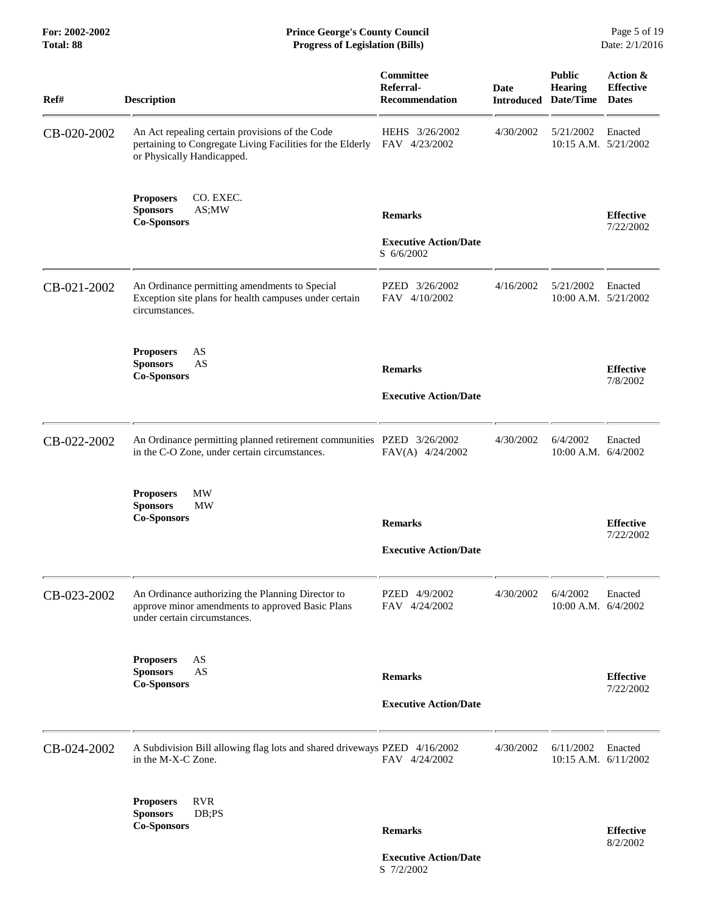| Ref# | Description | Committee Referral-Recommendation | Date Introduced | Public Hearing Date/Time | Action & Effective Dates |
|---|---|---|---|---|---|
| CB-020-2002 | An Act repealing certain provisions of the Code pertaining to Congregate Living Facilities for the Elderly or Physically Handicapped. | HEHS 3/26/2002<br>FAV 4/23/2002 | 4/30/2002 | 5/21/2002<br>10:15 A.M. | Enacted<br>5/21/2002 |
| | **Proposers** CO. EXEC.<br>**Sponsors** AS;MW<br>**Co-Sponsors** | **Remarks**<br><br>**Executive Action/Date**<br>S 6/6/2002 | | | **Effective**<br>7/22/2002 |
| CB-021-2002 | An Ordinance permitting amendments to Special Exception site plans for health campuses under certain circumstances. | PZED 3/26/2002<br>FAV 4/10/2002 | 4/16/2002 | 5/21/2002<br>10:00 A.M. | Enacted<br>5/21/2002 |
| | **Proposers** AS<br>**Sponsors** AS<br>**Co-Sponsors** | **Remarks**<br><br>**Executive Action/Date** | | | **Effective**<br>7/8/2002 |
| CB-022-2002 | An Ordinance permitting planned retirement communities in the C-O Zone, under certain circumstances. | PZED 3/26/2002<br>FAV(A) 4/24/2002 | 4/30/2002 | 6/4/2002<br>10:00 A.M. | Enacted<br>6/4/2002 |
| | **Proposers** MW<br>**Sponsors** MW<br>**Co-Sponsors** | **Remarks**<br><br>**Executive Action/Date** | | | **Effective**<br>7/22/2002 |
| CB-023-2002 | An Ordinance authorizing the Planning Director to approve minor amendments to approved Basic Plans under certain circumstances. | PZED 4/9/2002<br>FAV 4/24/2002 | 4/30/2002 | 6/4/2002<br>10:00 A.M. | Enacted<br>6/4/2002 |
| | **Proposers** AS<br>**Sponsors** AS<br>**Co-Sponsors** | **Remarks**<br><br>**Executive Action/Date** | | | **Effective**<br>7/22/2002 |
| CB-024-2002 | A Subdivision Bill allowing flag lots and shared driveways in the M-X-C Zone. | PZED 4/16/2002<br>FAV 4/24/2002 | 4/30/2002 | 6/11/2002<br>10:15 A.M. | Enacted<br>6/11/2002 |
| | **Proposers** RVR<br>**Sponsors** DB;PS<br>**Co-Sponsors** | **Remarks**<br><br>**Executive Action/Date**<br>S 7/2/2002 | | | **Effective**<br>8/2/2002 |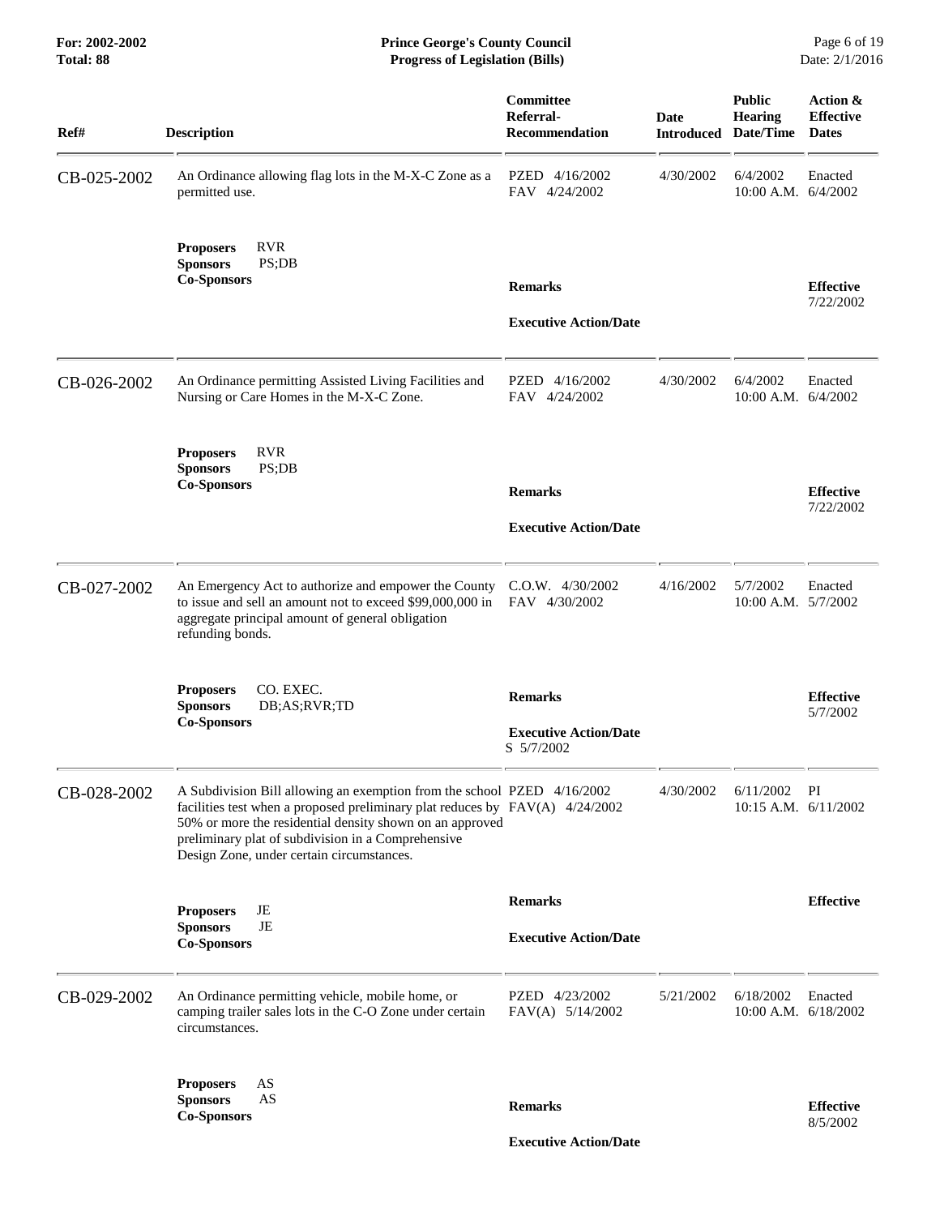| Ref# | Description | Committee Referral-Recommendation | Date Introduced | Public Hearing Date/Time | Action & Effective Dates |
|---|---|---|---|---|---|
| CB-025-2002 | An Ordinance allowing flag lots in the M-X-C Zone as a permitted use. | PZED 4/16/2002<br>FAV 4/24/2002 | 4/30/2002 | 6/4/2002<br>10:00 A.M. | Enacted<br>6/4/2002 |
| | **Proposers** RVR<br>**Sponsors** PS;DB<br>**Co-Sponsors** | **Remarks**<br><br>**Executive Action/Date** | | | **Effective**<br>7/22/2002 |
| CB-026-2002 | An Ordinance permitting Assisted Living Facilities and Nursing or Care Homes in the M-X-C Zone. | PZED 4/16/2002<br>FAV 4/24/2002 | 4/30/2002 | 6/4/2002<br>10:00 A.M. | Enacted<br>6/4/2002 |
| | **Proposers** RVR<br>**Sponsors** PS;DB<br>**Co-Sponsors** | **Remarks**<br><br>**Executive Action/Date** | | | **Effective**<br>7/22/2002 |
| CB-027-2002 | An Emergency Act to authorize and empower the County to issue and sell an amount not to exceed $99,000,000 in aggregate principal amount of general obligation refunding bonds. | C.O.W. 4/30/2002<br>FAV 4/30/2002 | 4/16/2002 | 5/7/2002<br>10:00 A.M. | Enacted<br>5/7/2002 |
| | **Proposers** CO. EXEC.<br>**Sponsors** DB;AS;RVR;TD<br>**Co-Sponsors** | **Remarks**<br><br>**Executive Action/Date**<br>S 5/7/2002 | | | **Effective**<br>5/7/2002 |
| CB-028-2002 | A Subdivision Bill allowing an exemption from the school facilities test when a proposed preliminary plat reduces by 50% or more the residential density shown on an approved preliminary plat of subdivision in a Comprehensive Design Zone, under certain circumstances. | PZED 4/16/2002<br>FAV(A) 4/24/2002 | 4/30/2002 | 6/11/2002<br>10:15 A.M. | PI<br>6/11/2002 |
| | **Proposers** JE<br>**Sponsors** JE<br>**Co-Sponsors** | **Remarks**<br><br>**Executive Action/Date** | | | **Effective** |
| CB-029-2002 | An Ordinance permitting vehicle, mobile home, or camping trailer sales lots in the C-O Zone under certain circumstances. | PZED 4/23/2002<br>FAV(A) 5/14/2002 | 5/21/2002 | 6/18/2002<br>10:00 A.M. | Enacted<br>6/18/2002 |
| | **Proposers** AS<br>**Sponsors** AS<br>**Co-Sponsors** | **Remarks**<br><br>**Executive Action/Date** | | | **Effective**<br>8/5/2002 |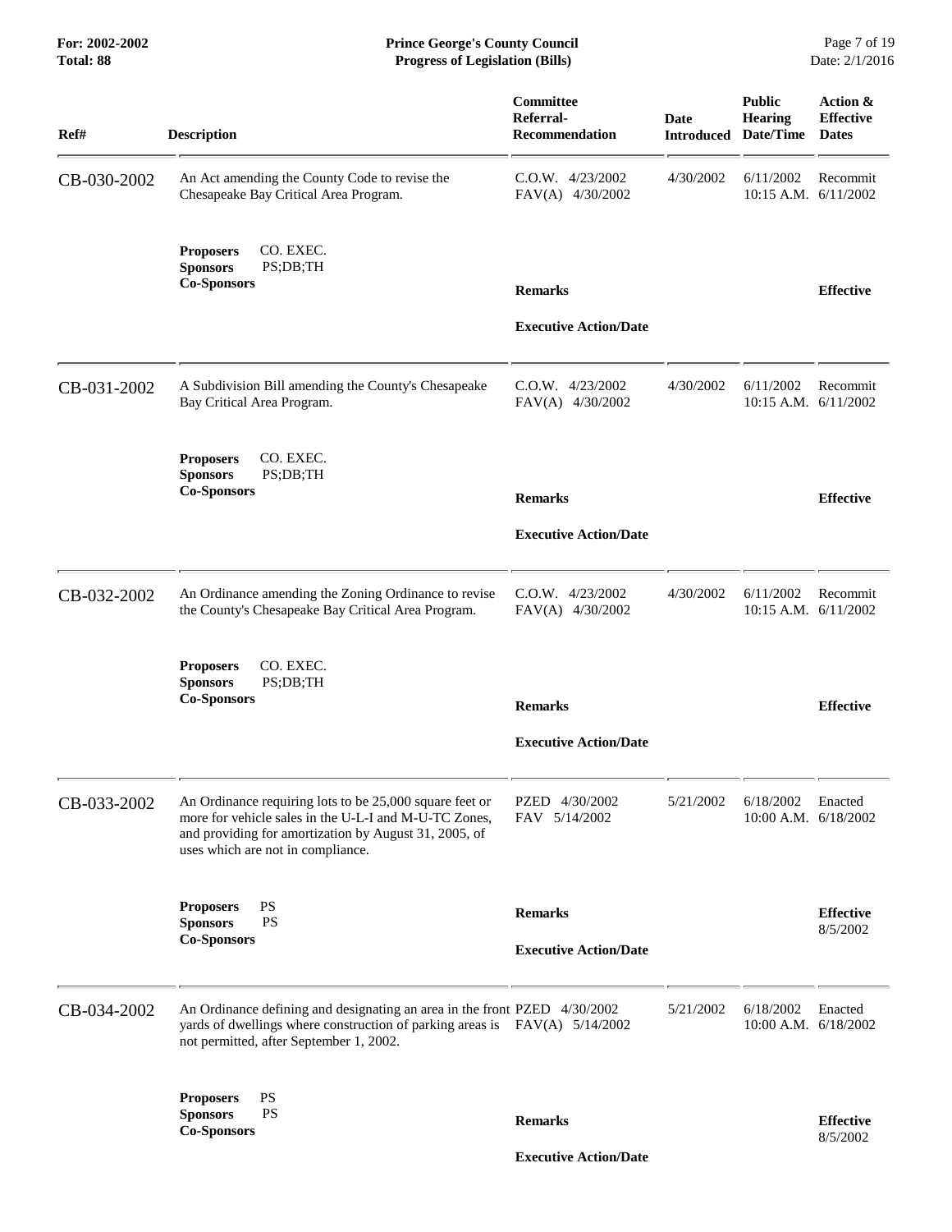| Ref# | Description | Committee Referral-Recommendation | Date Introduced | Public Hearing Date/Time | Action & Effective Dates |
|---|---|---|---|---|---|
| CB-030-2002 | An Act amending the County Code to revise the Chesapeake Bay Critical Area Program. | C.O.W. 4/23/2002<br>FAV(A) 4/30/2002 | 4/30/2002 | 6/11/2002<br>10:15 A.M. | Recommit<br>6/11/2002 |
| | **Proposers** CO. EXEC.<br>**Sponsors** PS;DB;TH<br>**Co-Sponsors** | **Remarks**<br><br>**Executive Action/Date** | | | **Effective** |
| CB-031-2002 | A Subdivision Bill amending the County's Chesapeake Bay Critical Area Program. | C.O.W. 4/23/2002<br>FAV(A) 4/30/2002 | 4/30/2002 | 6/11/2002<br>10:15 A.M. | Recommit<br>6/11/2002 |
| | **Proposers** CO. EXEC.<br>**Sponsors** PS;DB;TH<br>**Co-Sponsors** | **Remarks**<br><br>**Executive Action/Date** | | | **Effective** |
| CB-032-2002 | An Ordinance amending the Zoning Ordinance to revise the County's Chesapeake Bay Critical Area Program. | C.O.W. 4/23/2002<br>FAV(A) 4/30/2002 | 4/30/2002 | 6/11/2002<br>10:15 A.M. | Recommit<br>6/11/2002 |
| | **Proposers** CO. EXEC.<br>**Sponsors** PS;DB;TH<br>**Co-Sponsors** | **Remarks**<br><br>**Executive Action/Date** | | | **Effective** |
| CB-033-2002 | An Ordinance requiring lots to be 25,000 square feet or more for vehicle sales in the U-L-I and M-U-TC Zones, and providing for amortization by August 31, 2005, of uses which are not in compliance. | PZED 4/30/2002<br>FAV 5/14/2002 | 5/21/2002 | 6/18/2002<br>10:00 A.M. | Enacted<br>6/18/2002 |
| | **Proposers** PS<br>**Sponsors** PS<br>**Co-Sponsors** | **Remarks**<br><br>**Executive Action/Date** | | | **Effective**<br>8/5/2002 |
| CB-034-2002 | An Ordinance defining and designating an area in the front yards of dwellings where construction of parking areas is not permitted, after September 1, 2002. | PZED 4/30/2002<br>FAV(A) 5/14/2002 | 5/21/2002 | 6/18/2002<br>10:00 A.M. | Enacted<br>6/18/2002 |
| | **Proposers** PS<br>**Sponsors** PS<br>**Co-Sponsors** | **Remarks**<br><br>**Executive Action/Date** | | | **Effective**<br>8/5/2002 |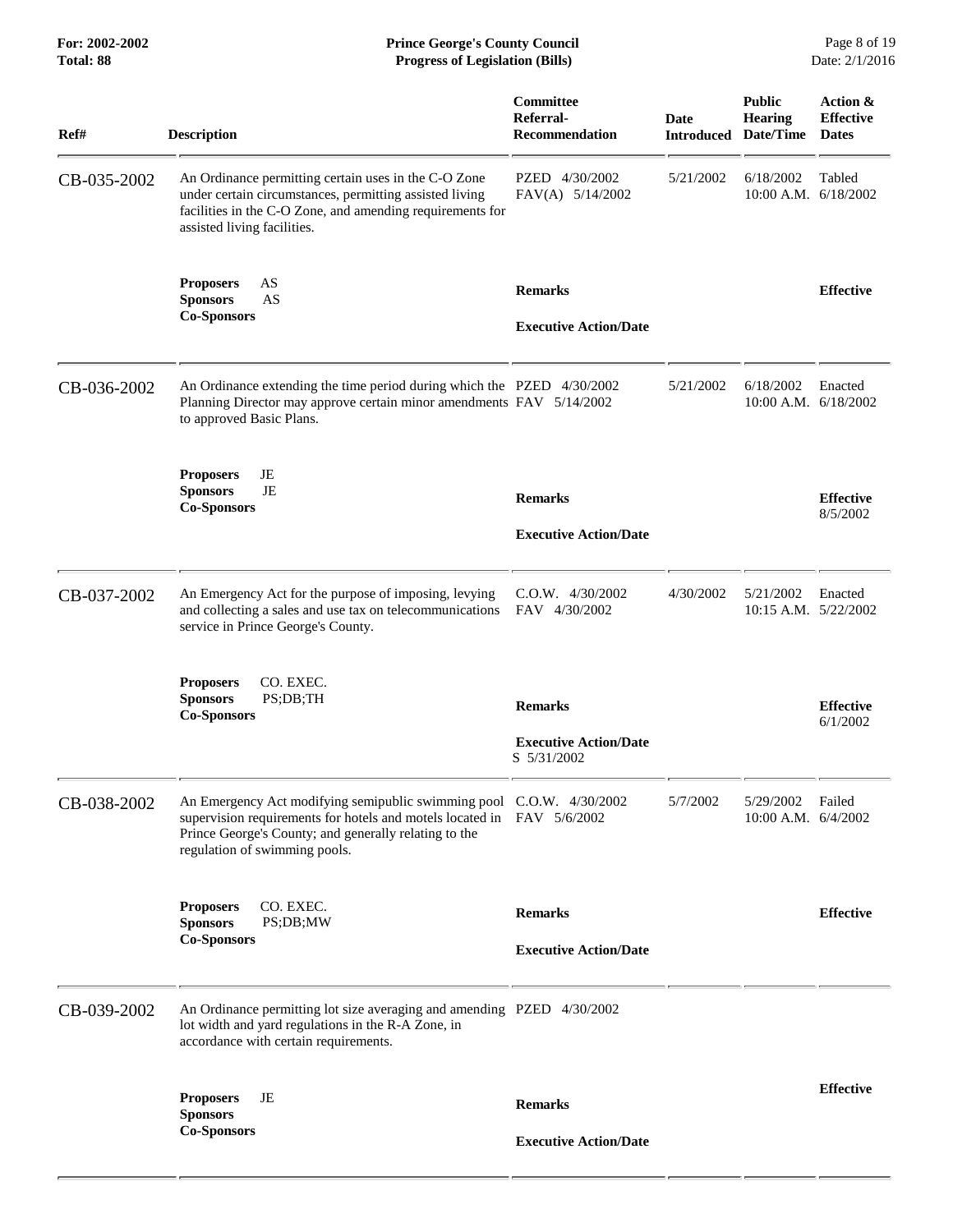| Ref# | Description | Committee Referral-Recommendation | Date Introduced | Public Hearing Date/Time | Action & Effective Dates |
|---|---|---|---|---|---|
| CB-035-2002 | An Ordinance permitting certain uses in the C-O Zone under certain circumstances, permitting assisted living facilities in the C-O Zone, and amending requirements for assisted living facilities. | PZED 4/30/2002<br>FAV(A) 5/14/2002 | 5/21/2002 | 6/18/2002<br>10:00 A.M. | Tabled<br>6/18/2002 |
| | **Proposers** AS<br>**Sponsors** AS<br>**Co-Sponsors** | **Remarks**<br><br>**Executive Action/Date** | | | **Effective** |
| CB-036-2002 | An Ordinance extending the time period during which the Planning Director may approve certain minor amendments to approved Basic Plans. | PZED 4/30/2002<br>FAV 5/14/2002 | 5/21/2002 | 6/18/2002<br>10:00 A.M. | Enacted<br>6/18/2002 |
| | **Proposers** JE<br>**Sponsors** JE<br>**Co-Sponsors** | **Remarks**<br><br>**Executive Action/Date** | | | **Effective**<br>8/5/2002 |
| CB-037-2002 | An Emergency Act for the purpose of imposing, levying and collecting a sales and use tax on telecommunications service in Prince George's County. | C.O.W. 4/30/2002<br>FAV 4/30/2002 | 4/30/2002 | 5/21/2002<br>10:15 A.M. | Enacted<br>5/22/2002 |
| | **Proposers** CO. EXEC.<br>**Sponsors** PS;DB;TH<br>**Co-Sponsors** | **Remarks**<br><br>**Executive Action/Date**<br>S 5/31/2002 | | | **Effective**<br>6/1/2002 |
| CB-038-2002 | An Emergency Act modifying semipublic swimming pool supervision requirements for hotels and motels located in Prince George's County; and generally relating to the regulation of swimming pools. | C.O.W. 4/30/2002<br>FAV 5/6/2002 | 5/7/2002 | 5/29/2002<br>10:00 A.M. | Failed<br>6/4/2002 |
| | **Proposers** CO. EXEC.<br>**Sponsors** PS;DB;MW<br>**Co-Sponsors** | **Remarks**<br><br>**Executive Action/Date** | | | **Effective** |
| CB-039-2002 | An Ordinance permitting lot size averaging and amending lot width and yard regulations in the R-A Zone, in accordance with certain requirements. | PZED 4/30/2002 | | | |
| | **Proposers** JE<br>**Sponsors**<br>**Co-Sponsors** | **Remarks**<br><br>**Executive Action/Date** | | | **Effective** |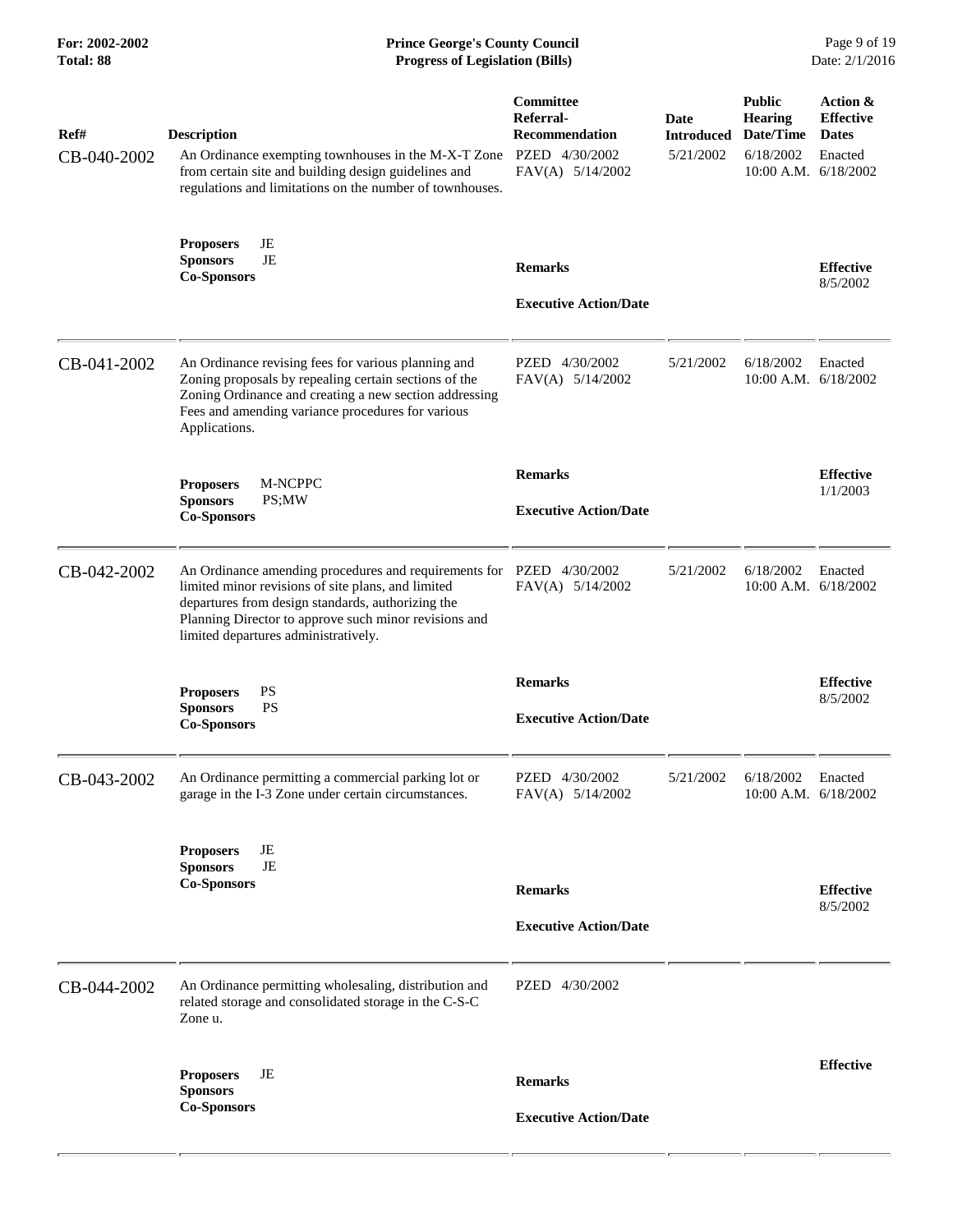| Ref# | Description | Committee Referral-Recommendation | Date Introduced | Public Hearing Date/Time | Action & Effective Dates |
|---|---|---|---|---|---|
| CB-040-2002 | An Ordinance exempting townhouses in the M-X-T Zone from certain site and building design guidelines and regulations and limitations on the number of townhouses. | PZED 4/30/2002<br>FAV(A) 5/14/2002 | 5/21/2002 | 6/18/2002<br>10:00 A.M. | Enacted<br>6/18/2002 |
| | **Proposers** JE<br>**Sponsors** JE<br>**Co-Sponsors** | **Remarks**<br><br>**Executive Action/Date** | | | **Effective**<br>8/5/2002 |
| CB-041-2002 | An Ordinance revising fees for various planning and Zoning proposals by repealing certain sections of the Zoning Ordinance and creating a new section addressing Fees and amending variance procedures for various Applications. | PZED 4/30/2002<br>FAV(A) 5/14/2002 | 5/21/2002 | 6/18/2002<br>10:00 A.M. | Enacted<br>6/18/2002 |
| | **Proposers** M-NCPPC<br>**Sponsors** PS;MW<br>**Co-Sponsors** | **Remarks**<br><br>**Executive Action/Date** | | | **Effective**<br>1/1/2003 |
| CB-042-2002 | An Ordinance amending procedures and requirements for limited minor revisions of site plans, and limited departures from design standards, authorizing the Planning Director to approve such minor revisions and limited departures administratively. | PZED 4/30/2002<br>FAV(A) 5/14/2002 | 5/21/2002 | 6/18/2002<br>10:00 A.M. | Enacted<br>6/18/2002 |
| | **Proposers** PS<br>**Sponsors** PS<br>**Co-Sponsors** | **Remarks**<br><br>**Executive Action/Date** | | | **Effective**<br>8/5/2002 |
| CB-043-2002 | An Ordinance permitting a commercial parking lot or garage in the I-3 Zone under certain circumstances. | PZED 4/30/2002<br>FAV(A) 5/14/2002 | 5/21/2002 | 6/18/2002<br>10:00 A.M. | Enacted<br>6/18/2002 |
| | **Proposers** JE<br>**Sponsors** JE<br>**Co-Sponsors** | **Remarks**<br><br>**Executive Action/Date** | | | **Effective**<br>8/5/2002 |
| CB-044-2002 | An Ordinance permitting wholesaling, distribution and related storage and consolidated storage in the C-S-C Zone u. | PZED 4/30/2002 | | | |
| | **Proposers** JE<br>**Sponsors**<br>**Co-Sponsors** | **Remarks**<br><br>**Executive Action/Date** | | | **Effective** |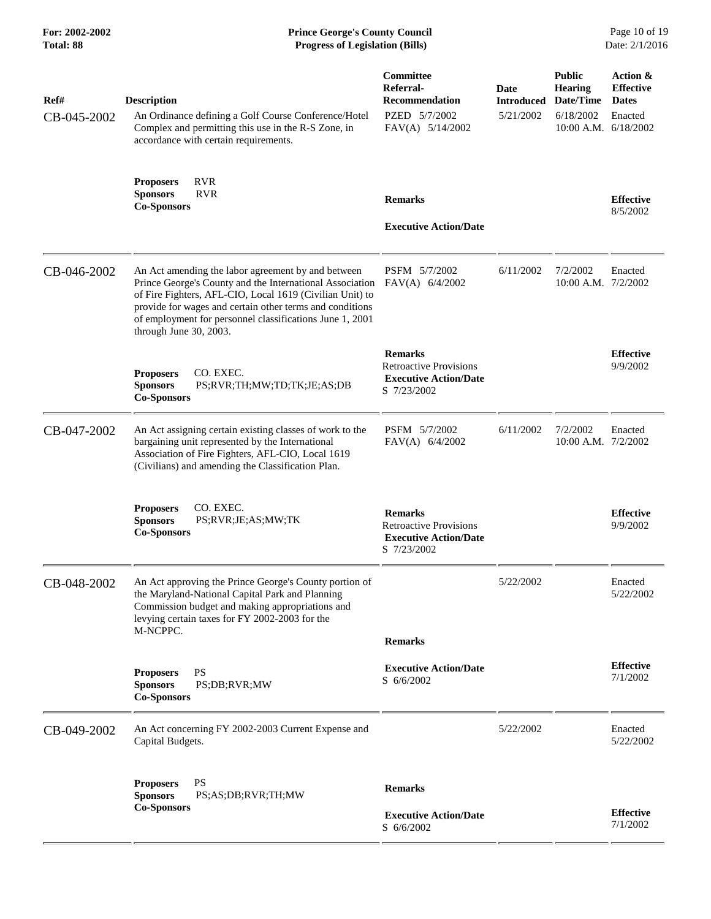| Ref# | Description | Committee Referral-Recommendation | Date Introduced | Public Hearing Date/Time | Action & Effective Dates |
|---|---|---|---|---|---|
| CB-045-2002 | An Ordinance defining a Golf Course Conference/Hotel Complex and permitting this use in the R-S Zone, in accordance with certain requirements. | PZED 5/7/2002<br>FAV(A) 5/14/2002 | 5/21/2002 | 6/18/2002<br>10:00 A.M. | Enacted<br>6/18/2002 |
| | **Proposers** RVR<br>**Sponsors** RVR<br>**Co-Sponsors** | **Remarks**<br><br>**Executive Action/Date** | | | **Effective**<br>8/5/2002 |
| CB-046-2002 | An Act amending the labor agreement by and between Prince George's County and the International Association of Fire Fighters, AFL-CIO, Local 1619 (Civilian Unit) to provide for wages and certain other terms and conditions of employment for personnel classifications June 1, 2001 through June 30, 2003. | PSFM 5/7/2002<br>FAV(A) 6/4/2002 | 6/11/2002 | 7/2/2002<br>10:00 A.M. | Enacted<br>7/2/2002 |
| | **Proposers** CO. EXEC.<br>**Sponsors** PS;RVR;TH;MW;TD;TK;JE;AS;DB<br>**Co-Sponsors** | **Remarks**<br>Retroactive Provisions<br>**Executive Action/Date**<br>S 7/23/2002 | | | **Effective**<br>9/9/2002 |
| CB-047-2002 | An Act assigning certain existing classes of work to the bargaining unit represented by the International Association of Fire Fighters, AFL-CIO, Local 1619 (Civilians) and amending the Classification Plan. | PSFM 5/7/2002<br>FAV(A) 6/4/2002 | 6/11/2002 | 7/2/2002<br>10:00 A.M. | Enacted<br>7/2/2002 |
| | **Proposers** CO. EXEC.<br>**Sponsors** PS;RVR;JE;AS;MW;TK<br>**Co-Sponsors** | **Remarks**<br>Retroactive Provisions<br>**Executive Action/Date**<br>S 7/23/2002 | | | **Effective**<br>9/9/2002 |
| CB-048-2002 | An Act approving the Prince George's County portion of the Maryland-National Capital Park and Planning Commission budget and making appropriations and levying certain taxes for FY 2002-2003 for the M-NCPPC. | | 5/22/2002 | | Enacted<br>5/22/2002 |
| | **Proposers** PS<br>**Sponsors** PS;DB;RVR;MW<br>**Co-Sponsors** | **Remarks**<br><br>**Executive Action/Date**<br>S 6/6/2002 | | | **Effective**<br>7/1/2002 |
| CB-049-2002 | An Act concerning FY 2002-2003 Current Expense and Capital Budgets. | | 5/22/2002 | | Enacted<br>5/22/2002 |
| | **Proposers** PS<br>**Sponsors** PS;AS;DB;RVR;TH;MW<br>**Co-Sponsors** | **Remarks**<br><br>**Executive Action/Date**<br>S 6/6/2002 | | | **Effective**<br>7/1/2002 |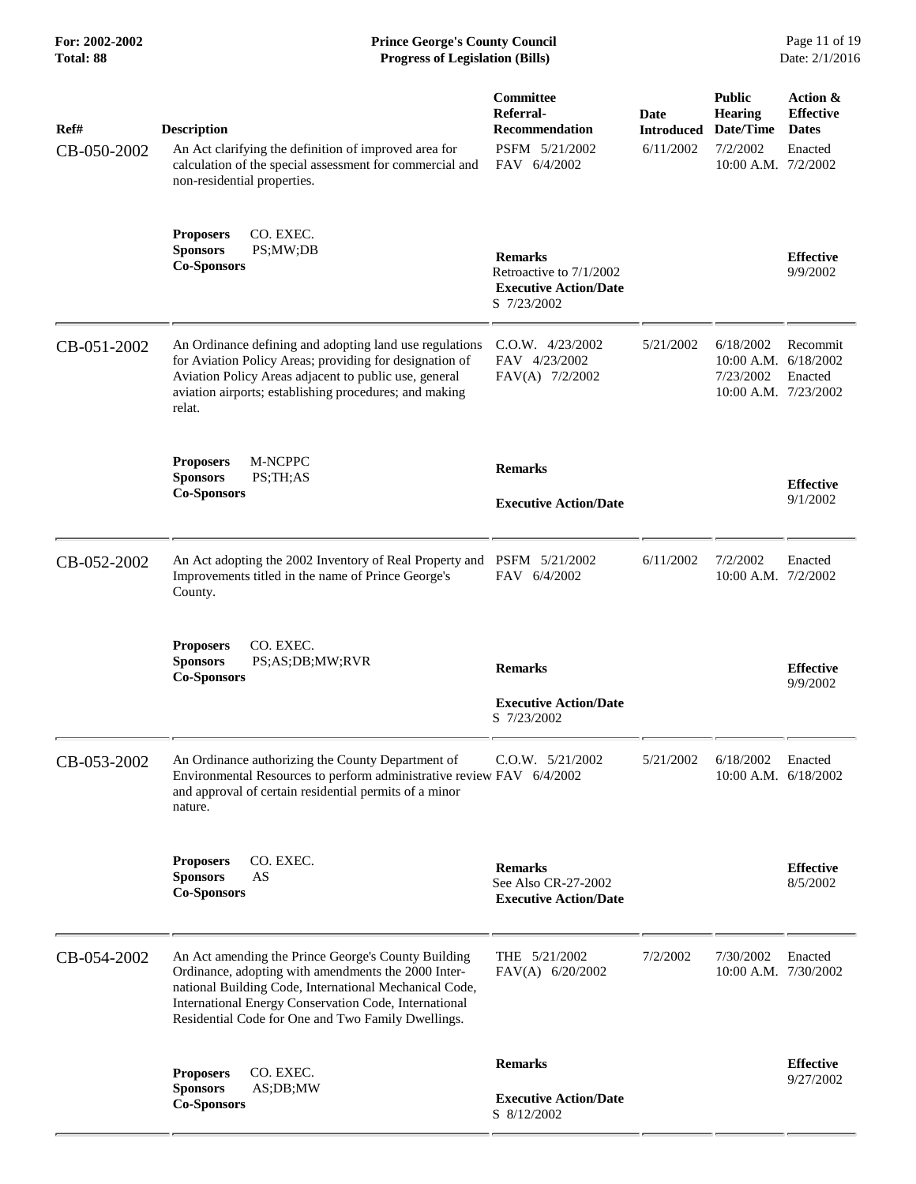| Ref# | Description | Committee Referral-Recommendation | Date Introduced | Public Hearing Date/Time | Action & Effective Dates |
|---|---|---|---|---|---|
| CB-050-2002 | An Act clarifying the definition of improved area for calculation of the special assessment for commercial and non-residential properties. | PSFM 5/21/2002<br>FAV 6/4/2002 | 6/11/2002 | 7/2/2002<br>10:00 A.M. | Enacted<br>7/2/2002 |
| | **Proposers** CO. EXEC.<br>**Sponsors** PS;MW;DB<br>**Co-Sponsors** | **Remarks**<br>Retroactive to 7/1/2002<br>**Executive Action/Date**<br>S 7/23/2002 | | | **Effective**<br>9/9/2002 |
| CB-051-2002 | An Ordinance defining and adopting land use regulations for Aviation Policy Areas; providing for designation of Aviation Policy Areas adjacent to public use, general aviation airports; establishing procedures; and making relat. | C.O.W. 4/23/2002<br>FAV 4/23/2002<br>FAV(A) 7/2/2002 | 5/21/2002 | 6/18/2002<br>10:00 A.M.<br>7/23/2002<br>10:00 A.M. | Recommit<br>6/18/2002<br>Enacted<br>7/23/2002 |
| | **Proposers** M-NCPPC<br>**Sponsors** PS;TH;AS<br>**Co-Sponsors** | **Remarks**<br>**Executive Action/Date** | | | **Effective**<br>9/1/2002 |
| CB-052-2002 | An Act adopting the 2002 Inventory of Real Property and Improvements titled in the name of Prince George's County. | PSFM 5/21/2002<br>FAV 6/4/2002 | 6/11/2002 | 7/2/2002<br>10:00 A.M. | Enacted<br>7/2/2002 |
| | **Proposers** CO. EXEC.<br>**Sponsors** PS;AS;DB;MW;RVR<br>**Co-Sponsors** | **Remarks**<br>**Executive Action/Date**<br>S 7/23/2002 | | | **Effective**<br>9/9/2002 |
| CB-053-2002 | An Ordinance authorizing the County Department of Environmental Resources to perform administrative review and approval of certain residential permits of a minor nature. | C.O.W. 5/21/2002<br>FAV 6/4/2002 | 5/21/2002 | 6/18/2002<br>10:00 A.M. | Enacted<br>6/18/2002 |
| | **Proposers** CO. EXEC.<br>**Sponsors** AS<br>**Co-Sponsors** | **Remarks**<br>See Also CR-27-2002<br>**Executive Action/Date** | | | **Effective**<br>8/5/2002 |
| CB-054-2002 | An Act amending the Prince George's County Building Ordinance, adopting with amendments the 2000 International Building Code, International Mechanical Code, International Energy Conservation Code, International Residential Code for One and Two Family Dwellings. | THE 5/21/2002<br>FAV(A) 6/20/2002 | 7/2/2002 | 7/30/2002<br>10:00 A.M. | Enacted<br>7/30/2002 |
| | **Proposers** CO. EXEC.<br>**Sponsors** AS;DB;MW<br>**Co-Sponsors** | **Remarks**<br>**Executive Action/Date**<br>S 8/12/2002 | | | **Effective**<br>9/27/2002 |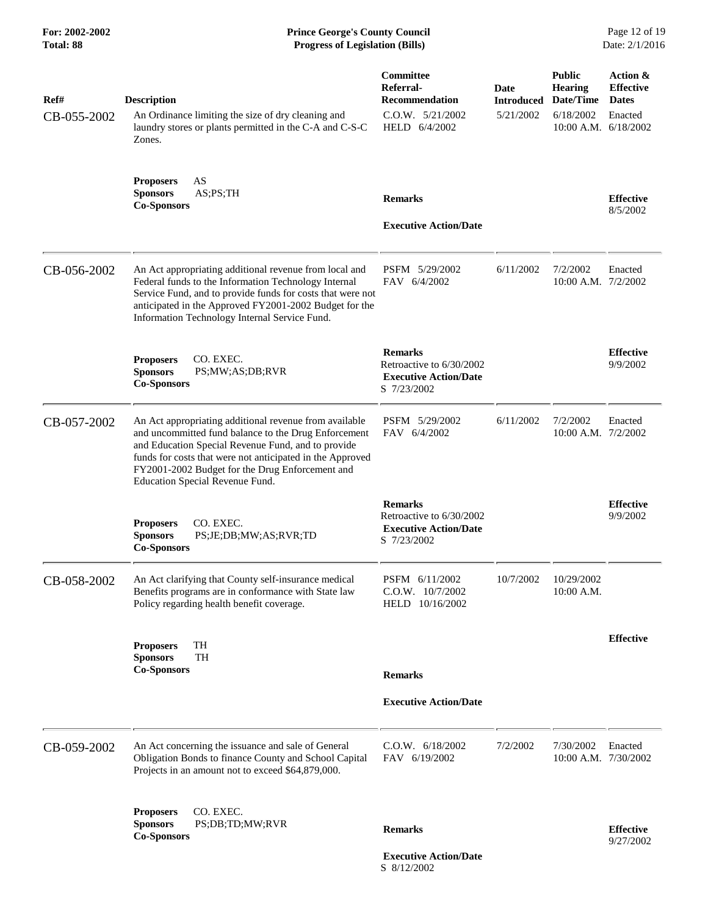| Ref# | Description | Committee Referral-Recommendation | Date Introduced | Public Hearing Date/Time | Action & Effective Dates |
|---|---|---|---|---|---|
| CB-055-2002 | An Ordinance limiting the size of dry cleaning and laundry stores or plants permitted in the C-A and C-S-C Zones. | C.O.W. 5/21/2002<br>HELD 6/4/2002 | 5/21/2002 | 6/18/2002<br>10:00 A.M. | Enacted<br>6/18/2002 |
| | **Proposers** AS<br>**Sponsors** AS;PS;TH<br>**Co-Sponsors** | **Remarks**<br><br>**Executive Action/Date** | | | **Effective**<br>8/5/2002 |
| CB-056-2002 | An Act appropriating additional revenue from local and Federal funds to the Information Technology Internal Service Fund, and to provide funds for costs that were not anticipated in the Approved FY2001-2002 Budget for the Information Technology Internal Service Fund. | PSFM 5/29/2002<br>FAV 6/4/2002 | 6/11/2002 | 7/2/2002<br>10:00 A.M. | Enacted<br>7/2/2002 |
| | **Proposers** CO. EXEC.<br>**Sponsors** PS;MW;AS;DB;RVR<br>**Co-Sponsors** | **Remarks**<br>Retroactive to 6/30/2002<br>**Executive Action/Date**<br>S 7/23/2002 | | | **Effective**<br>9/9/2002 |
| CB-057-2002 | An Act appropriating additional revenue from available and uncommitted fund balance to the Drug Enforcement and Education Special Revenue Fund, and to provide funds for costs that were not anticipated in the Approved FY2001-2002 Budget for the Drug Enforcement and Education Special Revenue Fund. | PSFM 5/29/2002<br>FAV 6/4/2002 | 6/11/2002 | 7/2/2002<br>10:00 A.M. | Enacted<br>7/2/2002 |
| | **Proposers** CO. EXEC.<br>**Sponsors** PS;JE;DB;MW;AS;RVR;TD<br>**Co-Sponsors** | **Remarks**<br>Retroactive to 6/30/2002<br>**Executive Action/Date**<br>S 7/23/2002 | | | **Effective**<br>9/9/2002 |
| CB-058-2002 | An Act clarifying that County self-insurance medical Benefits programs are in conformance with State law Policy regarding health benefit coverage. | PSFM 6/11/2002<br>C.O.W. 10/7/2002<br>HELD 10/16/2002 | 10/7/2002 | 10/29/2002<br>10:00 A.M. | |
| | **Proposers** TH<br>**Sponsors** TH<br>**Co-Sponsors** | **Remarks**<br><br>**Executive Action/Date** | | | **Effective** |
| CB-059-2002 | An Act concerning the issuance and sale of General Obligation Bonds to finance County and School Capital Projects in an amount not to exceed $64,879,000. | C.O.W. 6/18/2002<br>FAV 6/19/2002 | 7/2/2002 | 7/30/2002<br>10:00 A.M. | Enacted<br>7/30/2002 |
| | **Proposers** CO. EXEC.<br>**Sponsors** PS;DB;TD;MW;RVR<br>**Co-Sponsors** | **Remarks**<br><br>**Executive Action/Date**<br>S 8/12/2002 | | | **Effective**<br>9/27/2002 |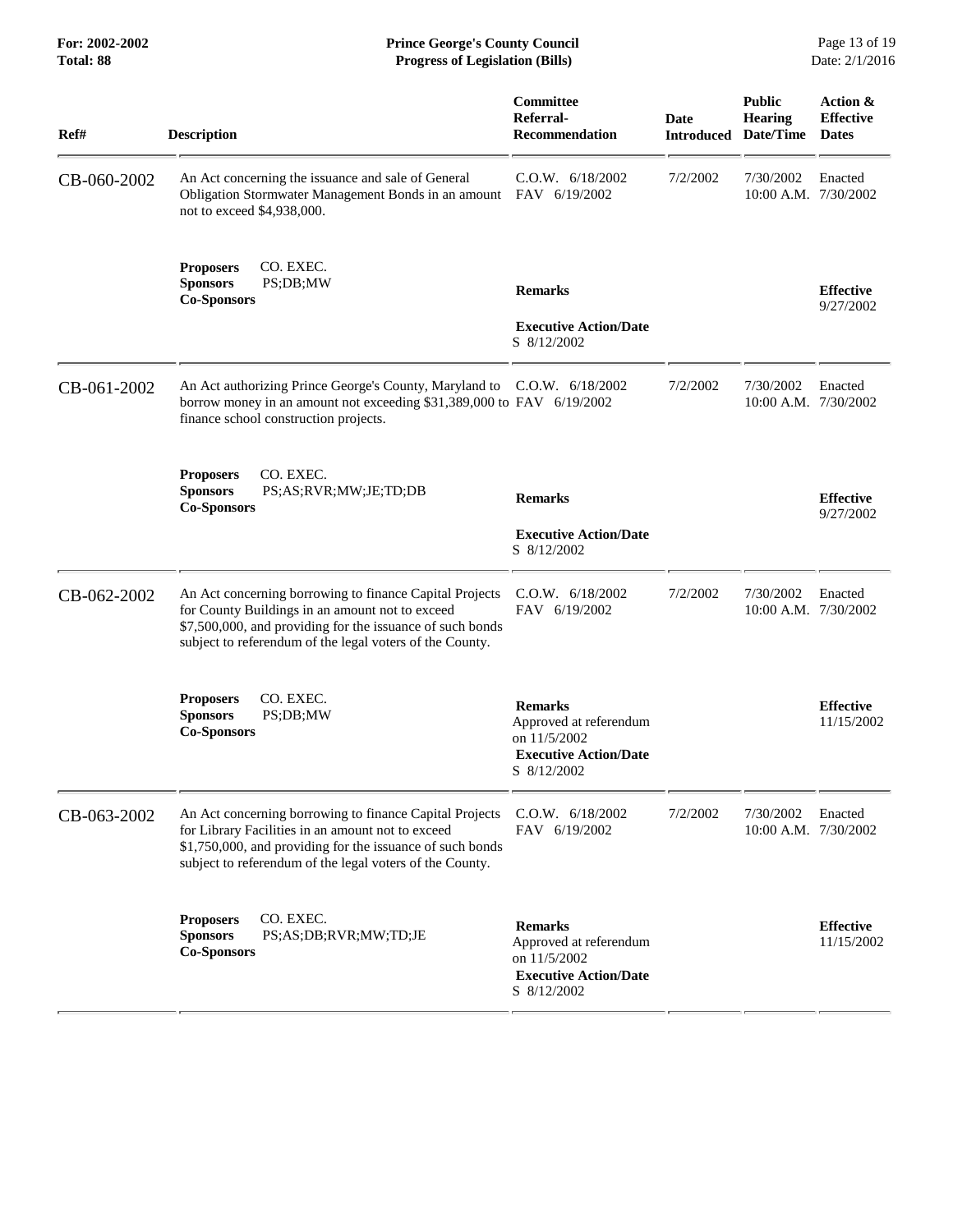| Ref# | Description | Committee Referral-Recommendation | Date Introduced | Public Hearing Date/Time | Action & Effective Dates |
|---|---|---|---|---|---|
| CB-060-2002 | An Act concerning the issuance and sale of General Obligation Stormwater Management Bonds in an amount not to exceed $4,938,000. | C.O.W. 6/18/2002 FAV 6/19/2002 | 7/2/2002 | 7/30/2002 10:00 A.M. | Enacted 7/30/2002 |
| | **Proposers** CO. EXEC. **Sponsors** PS;DB;MW **Co-Sponsors** | **Remarks** **Executive Action/Date** S 8/12/2002 | | | **Effective** 9/27/2002 |
| CB-061-2002 | An Act authorizing Prince George's County, Maryland to borrow money in an amount not exceeding $31,389,000 to finance school construction projects. | C.O.W. 6/18/2002 FAV 6/19/2002 | 7/2/2002 | 7/30/2002 10:00 A.M. | Enacted 7/30/2002 |
| | **Proposers** CO. EXEC. **Sponsors** PS;AS;RVR;MW;JE;TD;DB **Co-Sponsors** | **Remarks** **Executive Action/Date** S 8/12/2002 | | | **Effective** 9/27/2002 |
| CB-062-2002 | An Act concerning borrowing to finance Capital Projects for County Buildings in an amount not to exceed $7,500,000, and providing for the issuance of such bonds subject to referendum of the legal voters of the County. | C.O.W. 6/18/2002 FAV 6/19/2002 | 7/2/2002 | 7/30/2002 10:00 A.M. | Enacted 7/30/2002 |
| | **Proposers** CO. EXEC. **Sponsors** PS;DB;MW **Co-Sponsors** | **Remarks** Approved at referendum on 11/5/2002 **Executive Action/Date** S 8/12/2002 | | | **Effective** 11/15/2002 |
| CB-063-2002 | An Act concerning borrowing to finance Capital Projects for Library Facilities in an amount not to exceed $1,750,000, and providing for the issuance of such bonds subject to referendum of the legal voters of the County. | C.O.W. 6/18/2002 FAV 6/19/2002 | 7/2/2002 | 7/30/2002 10:00 A.M. | Enacted 7/30/2002 |
| | **Proposers** CO. EXEC. **Sponsors** PS;AS;DB;RVR;MW;TD;JE **Co-Sponsors** | **Remarks** Approved at referendum on 11/5/2002 **Executive Action/Date** S 8/12/2002 | | | **Effective** 11/15/2002 |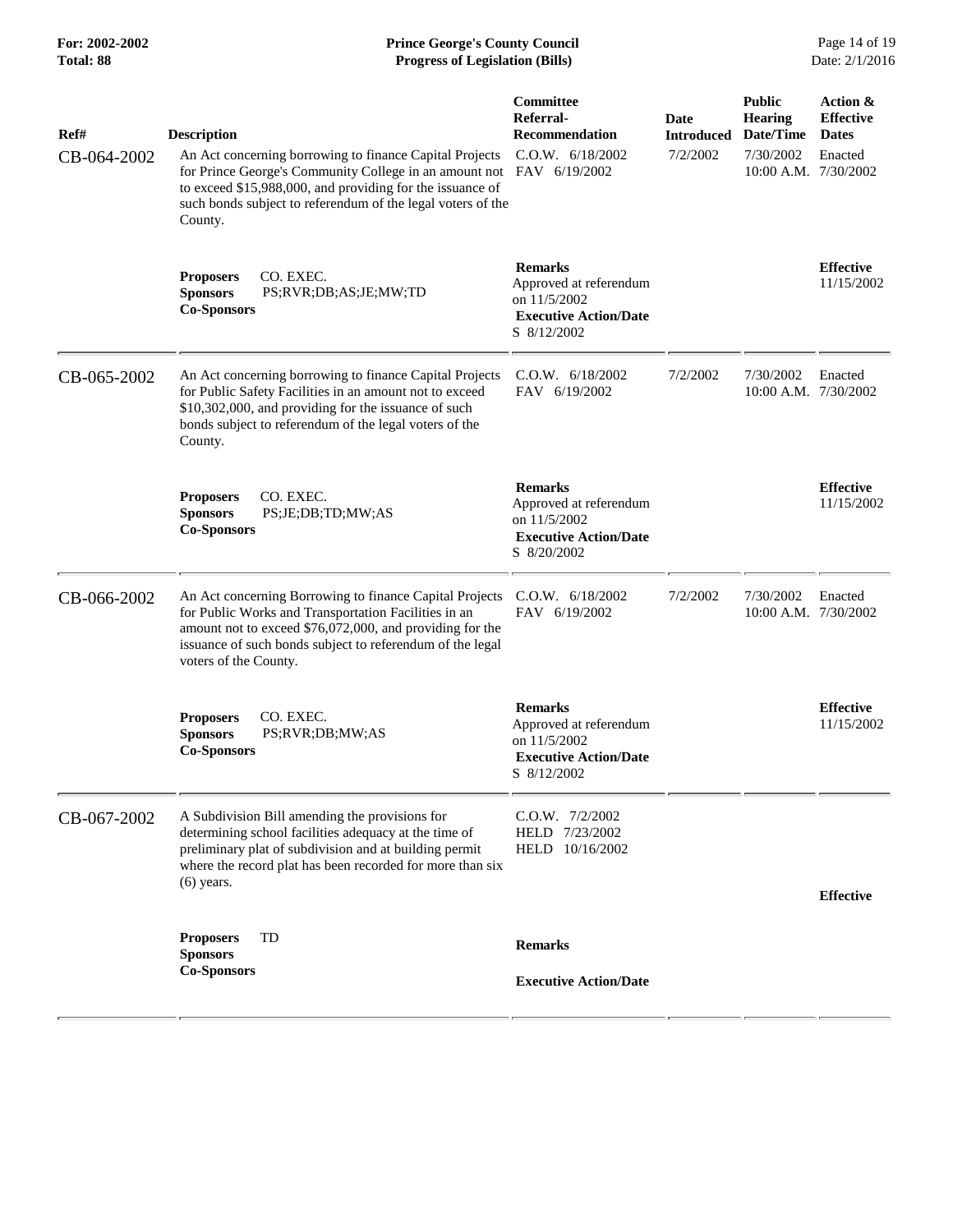| Ref# | Description | Committee Referral-Recommendation | Date Introduced | Public Hearing Date/Time | Action & Effective Dates |
|---|---|---|---|---|---|
| CB-064-2002 | An Act concerning borrowing to finance Capital Projects for Prince George's Community College in an amount not to exceed $15,988,000, and providing for the issuance of such bonds subject to referendum of the legal voters of the County. | C.O.W. 6/18/2002<br>FAV 6/19/2002 | 7/2/2002 | 7/30/2002<br>10:00 A.M. | Enacted<br>7/30/2002 |
| | **Proposers** CO. EXEC.<br>**Sponsors** PS;RVR;DB;AS;JE;MW;TD<br>**Co-Sponsors** | **Remarks**<br>Approved at referendum on 11/5/2002<br>**Executive Action/Date**<br>S 8/12/2002 | | | **Effective**<br>11/15/2002 |
| CB-065-2002 | An Act concerning borrowing to finance Capital Projects for Public Safety Facilities in an amount not to exceed $10,302,000, and providing for the issuance of such bonds subject to referendum of the legal voters of the County. | C.O.W. 6/18/2002<br>FAV 6/19/2002 | 7/2/2002 | 7/30/2002<br>10:00 A.M. | Enacted<br>7/30/2002 |
| | **Proposers** CO. EXEC.<br>**Sponsors** PS;JE;DB;TD;MW;AS<br>**Co-Sponsors** | **Remarks**<br>Approved at referendum on 11/5/2002<br>**Executive Action/Date**<br>S 8/20/2002 | | | **Effective**<br>11/15/2002 |
| CB-066-2002 | An Act concerning Borrowing to finance Capital Projects for Public Works and Transportation Facilities in an amount not to exceed $76,072,000, and providing for the issuance of such bonds subject to referendum of the legal voters of the County. | C.O.W. 6/18/2002<br>FAV 6/19/2002 | 7/2/2002 | 7/30/2002<br>10:00 A.M. | Enacted<br>7/30/2002 |
| | **Proposers** CO. EXEC.<br>**Sponsors** PS;RVR;DB;MW;AS<br>**Co-Sponsors** | **Remarks**<br>Approved at referendum on 11/5/2002<br>**Executive Action/Date**<br>S 8/12/2002 | | | **Effective**<br>11/15/2002 |
| CB-067-2002 | A Subdivision Bill amending the provisions for determining school facilities adequacy at the time of preliminary plat of subdivision and at building permit where the record plat has been recorded for more than six (6) years. | C.O.W. 7/2/2002<br>HELD 7/23/2002<br>HELD 10/16/2002 | | | |
| | **Proposers** TD<br>**Sponsors**<br>**Co-Sponsors** | **Remarks**<br>**Executive Action/Date** | | | **Effective** |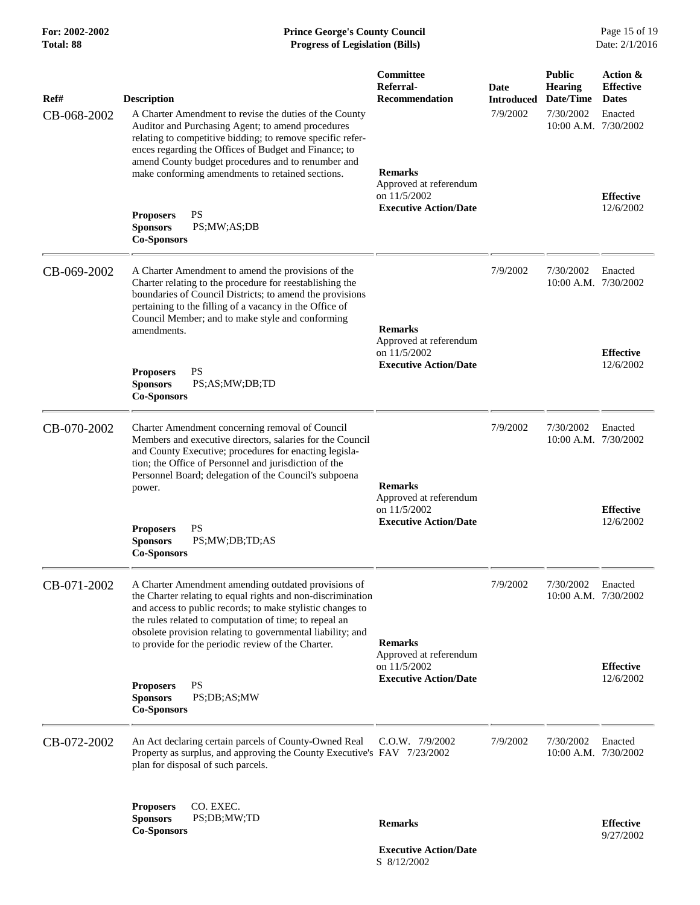| Ref# | Description | Committee Referral-Recommendation | Date Introduced | Public Hearing Date/Time | Action & Effective Dates |
|---|---|---|---|---|---|
| CB-068-2002 | A Charter Amendment to revise the duties of the County Auditor and Purchasing Agent; to amend procedures relating to competitive bidding; to remove specific references regarding the Offices of Budget and Finance; to amend County budget procedures and to renumber and make conforming amendments to retained sections.<br><br>**Proposers** PS<br>**Sponsors** PS;MW;AS;DB<br>**Co-Sponsors** | **Remarks**<br>Approved at referendum on 11/5/2002<br>**Executive Action/Date** | 7/9/2002 | 7/30/2002 10:00 A.M. | Enacted 7/30/2002<br><br>**Effective** 12/6/2002 |
| CB-069-2002 | A Charter Amendment to amend the provisions of the Charter relating to the procedure for reestablishing the boundaries of Council Districts; to amend the provisions pertaining to the filling of a vacancy in the Office of Council Member; and to make style and conforming amendments.<br><br>**Proposers** PS<br>**Sponsors** PS;AS;MW;DB;TD<br>**Co-Sponsors** | **Remarks**<br>Approved at referendum on 11/5/2002<br>**Executive Action/Date** | 7/9/2002 | 7/30/2002 10:00 A.M. | Enacted 7/30/2002<br><br>**Effective** 12/6/2002 |
| CB-070-2002 | Charter Amendment concerning removal of Council Members and executive directors, salaries for the Council and County Executive; procedures for enacting legislation; the Office of Personnel and jurisdiction of the Personnel Board; delegation of the Council's subpoena power.<br><br>**Proposers** PS<br>**Sponsors** PS;MW;DB;TD;AS<br>**Co-Sponsors** | **Remarks**<br>Approved at referendum on 11/5/2002<br>**Executive Action/Date** | 7/9/2002 | 7/30/2002 10:00 A.M. | Enacted 7/30/2002<br><br>**Effective** 12/6/2002 |
| CB-071-2002 | A Charter Amendment amending outdated provisions of the Charter relating to equal rights and non-discrimination and access to public records; to make stylistic changes to the rules related to computation of time; to repeal an obsolete provision relating to governmental liability; and to provide for the periodic review of the Charter.<br><br>**Proposers** PS<br>**Sponsors** PS;DB;AS;MW<br>**Co-Sponsors** | **Remarks**<br>Approved at referendum on 11/5/2002<br>**Executive Action/Date** | 7/9/2002 | 7/30/2002 10:00 A.M. | Enacted 7/30/2002<br><br>**Effective** 12/6/2002 |
| CB-072-2002 | An Act declaring certain parcels of County-Owned Real Property as surplus, and approving the County Executive's plan for disposal of such parcels.<br><br>**Proposers** CO. EXEC.<br>**Sponsors** PS;DB;MW;TD<br>**Co-Sponsors** | C.O.W. 7/9/2002<br>FAV 7/23/2002<br><br>**Remarks**<br><br>**Executive Action/Date**<br>S 8/12/2002 | 7/9/2002 | 7/30/2002 10:00 A.M. | Enacted 7/30/2002<br><br>**Effective** 9/27/2002 |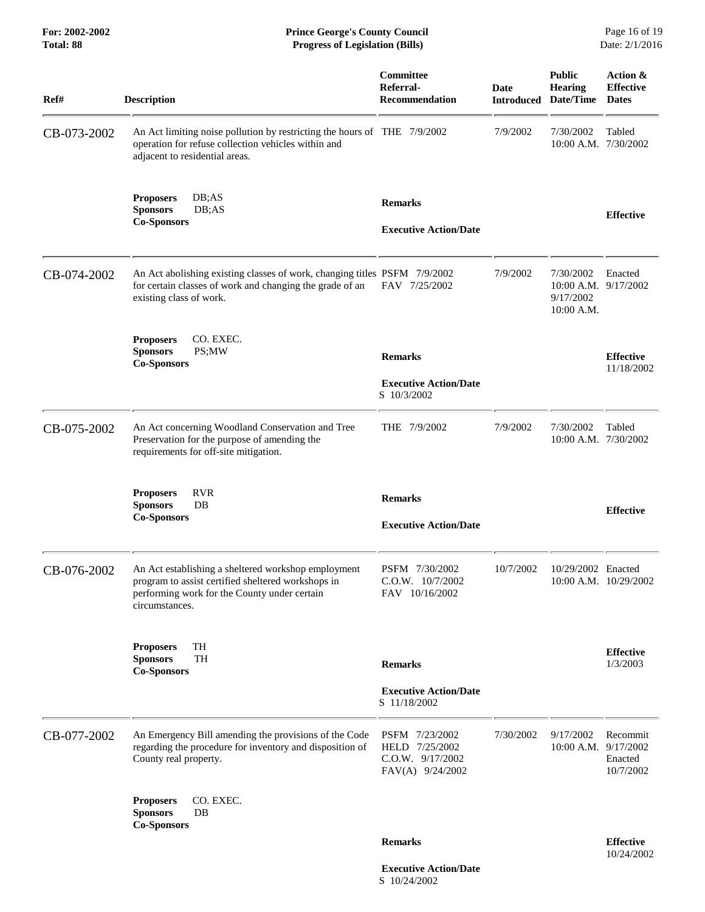| Ref# | Description | Committee Referral-Recommendation | Date Introduced | Public Hearing Date/Time | Action & Effective Dates |
|---|---|---|---|---|---|
| CB-073-2002 | An Act limiting noise pollution by restricting the hours of operation for refuse collection vehicles within and adjacent to residential areas. | THE 7/9/2002 | 7/9/2002 | 7/30/2002 10:00 A.M. | Tabled 7/30/2002 |
| | **Proposers** DB;AS<br>**Sponsors** DB;AS<br>**Co-Sponsors** | **Remarks**<br><br>**Executive Action/Date** | | | **Effective** |
| CB-074-2002 | An Act abolishing existing classes of work, changing titles for certain classes of work and changing the grade of an existing class of work. | PSFM 7/9/2002<br>FAV 7/25/2002 | 7/9/2002 | 7/30/2002 10:00 A.M.<br>9/17/2002 10:00 A.M. | Enacted 9/17/2002 |
| | **Proposers** CO. EXEC.<br>**Sponsors** PS;MW<br>**Co-Sponsors** | **Remarks**<br><br>**Executive Action/Date**<br>S 10/3/2002 | | | **Effective** 11/18/2002 |
| CB-075-2002 | An Act concerning Woodland Conservation and Tree Preservation for the purpose of amending the requirements for off-site mitigation. | THE 7/9/2002 | 7/9/2002 | 7/30/2002 10:00 A.M. | Tabled 7/30/2002 |
| | **Proposers** RVR<br>**Sponsors** DB<br>**Co-Sponsors** | **Remarks**<br><br>**Executive Action/Date** | | | **Effective** |
| CB-076-2002 | An Act establishing a sheltered workshop employment program to assist certified sheltered workshops in performing work for the County under certain circumstances. | PSFM 7/30/2002<br>C.O.W. 10/7/2002<br>FAV 10/16/2002 | 10/7/2002 | 10/29/2002 10:00 A.M. | Enacted 10/29/2002 |
| | **Proposers** TH<br>**Sponsors** TH<br>**Co-Sponsors** | **Remarks**<br><br>**Executive Action/Date**<br>S 11/18/2002 | | | **Effective** 1/3/2003 |
| CB-077-2002 | An Emergency Bill amending the provisions of the Code regarding the procedure for inventory and disposition of County real property. | PSFM 7/23/2002<br>HELD 7/25/2002<br>C.O.W. 9/17/2002<br>FAV(A) 9/24/2002 | 7/30/2002 | 9/17/2002 10:00 A.M. | Recommit 9/17/2002<br>Enacted 10/7/2002 |
| | **Proposers** CO. EXEC.<br>**Sponsors** DB<br>**Co-Sponsors** | **Remarks**<br><br>**Executive Action/Date**<br>S 10/24/2002 | | | **Effective** 10/24/2002 |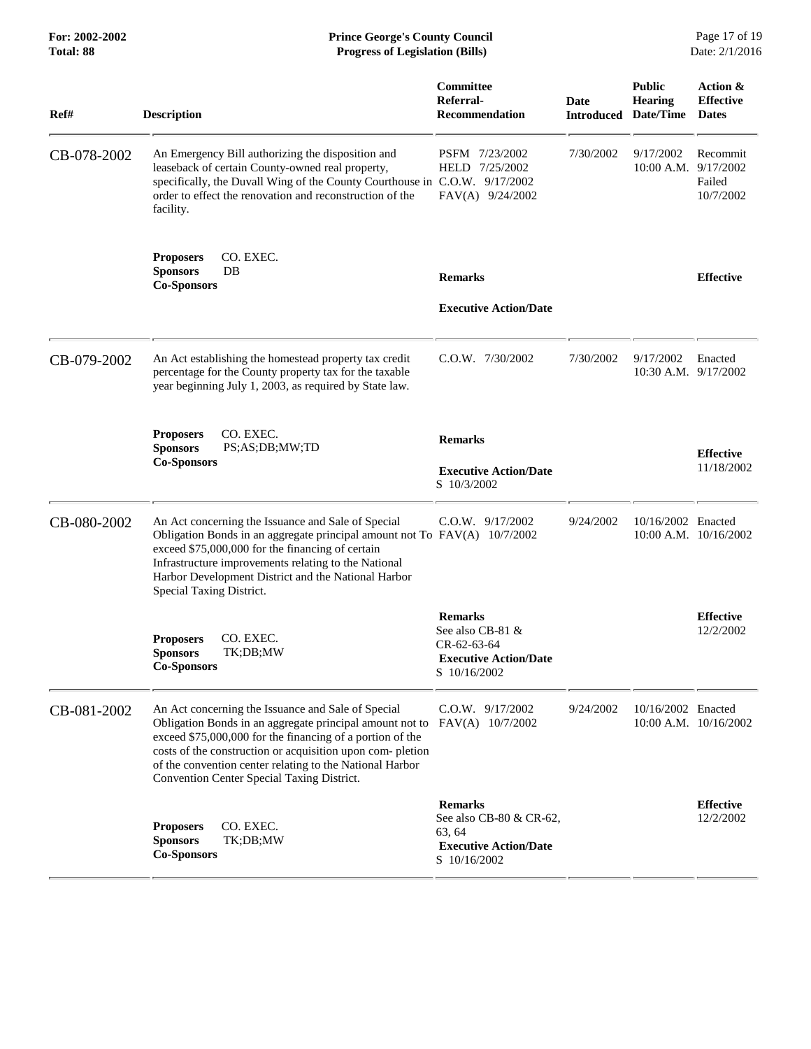| Ref# | Description | Committee Referral-Recommendation | Date Introduced | Public Hearing Date/Time | Action & Effective Dates |
|---|---|---|---|---|---|
| CB-078-2002 | An Emergency Bill authorizing the disposition and leaseback of certain County-owned real property, specifically, the Duvall Wing of the County Courthouse in order to effect the renovation and reconstruction of the facility. | PSFM 7/23/2002<br>HELD 7/25/2002<br>C.O.W. 9/17/2002<br>FAV(A) 9/24/2002 | 7/30/2002 | 9/17/2002<br>10:00 A.M. | Recommit 9/17/2002<br>Failed 10/7/2002 |
| | **Proposers** CO. EXEC.<br>**Sponsors** DB<br>**Co-Sponsors** | **Remarks**<br><br>**Executive Action/Date** | | | **Effective** |
| CB-079-2002 | An Act establishing the homestead property tax credit percentage for the County property tax for the taxable year beginning July 1, 2003, as required by State law. | C.O.W. 7/30/2002 | 7/30/2002 | 9/17/2002<br>10:30 A.M. | Enacted 9/17/2002 |
| | **Proposers** CO. EXEC.<br>**Sponsors** PS;AS;DB;MW;TD<br>**Co-Sponsors** | **Remarks**<br><br>**Executive Action/Date**<br>S 10/3/2002 | | | **Effective**<br>11/18/2002 |
| CB-080-2002 | An Act concerning the Issuance and Sale of Special Obligation Bonds in an aggregate principal amount not To exceed $75,000,000 for the financing of certain Infrastructure improvements relating to the National Harbor Development District and the National Harbor Special Taxing District. | C.O.W. 9/17/2002<br>FAV(A) 10/7/2002 | 9/24/2002 | 10/16/2002<br>10:00 A.M. | Enacted 10/16/2002 |
| | **Proposers** CO. EXEC.<br>**Sponsors** TK;DB;MW<br>**Co-Sponsors** | **Remarks**<br>See also CB-81 & CR-62-63-64<br>**Executive Action/Date**<br>S 10/16/2002 | | | **Effective**<br>12/2/2002 |
| CB-081-2002 | An Act concerning the Issuance and Sale of Special Obligation Bonds in an aggregate principal amount not to exceed $75,000,000 for the financing of a portion of the costs of the construction or acquisition upon com- pletion of the convention center relating to the National Harbor Convention Center Special Taxing District. | C.O.W. 9/17/2002<br>FAV(A) 10/7/2002 | 9/24/2002 | 10/16/2002<br>10:00 A.M. | Enacted 10/16/2002 |
| | **Proposers** CO. EXEC.<br>**Sponsors** TK;DB;MW<br>**Co-Sponsors** | **Remarks**<br>See also CB-80 & CR-62, 63, 64<br>**Executive Action/Date**<br>S 10/16/2002 | | | **Effective**<br>12/2/2002 |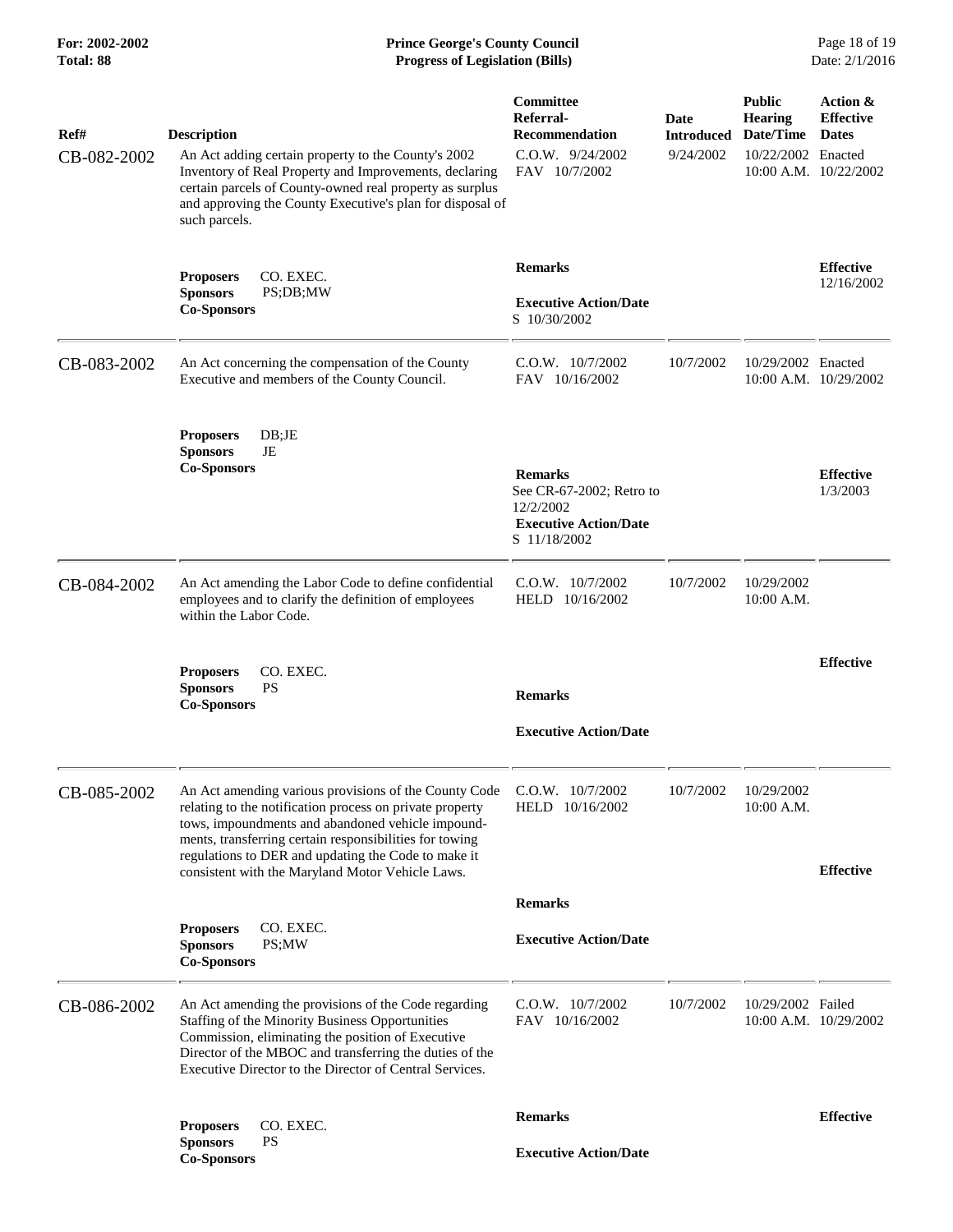| Ref# | Description | Committee Referral-Recommendation | Date Introduced | Public Hearing Date/Time | Action & Effective Dates |
|---|---|---|---|---|---|
| CB-082-2002 | An Act adding certain property to the County's 2002 Inventory of Real Property and Improvements, declaring certain parcels of County-owned real property as surplus and approving the County Executive's plan for disposal of such parcels. | C.O.W. 9/24/2002<br>FAV 10/7/2002 | 9/24/2002 | 10/22/2002<br>10:00 A.M. | Enacted<br>10/22/2002 |
| | **Proposers** CO. EXEC.<br>**Sponsors** PS;DB;MW<br>**Co-Sponsors** | **Remarks**<br><br>**Executive Action/Date**<br>S 10/30/2002 | | | **Effective**<br>12/16/2002 |
| CB-083-2002 | An Act concerning the compensation of the County Executive and members of the County Council. | C.O.W. 10/7/2002<br>FAV 10/16/2002 | 10/7/2002 | 10/29/2002<br>10:00 A.M. | Enacted<br>10/29/2002 |
| | **Proposers** DB;JE<br>**Sponsors** JE<br>**Co-Sponsors** | **Remarks**<br>See CR-67-2002; Retro to 12/2/2002<br>**Executive Action/Date**<br>S 11/18/2002 | | | **Effective**<br>1/3/2003 |
| CB-084-2002 | An Act amending the Labor Code to define confidential employees and to clarify the definition of employees within the Labor Code. | C.O.W. 10/7/2002<br>HELD 10/16/2002 | 10/7/2002 | 10/29/2002<br>10:00 A.M. | |
| | **Proposers** CO. EXEC.<br>**Sponsors** PS<br>**Co-Sponsors** | **Remarks**<br><br>**Executive Action/Date** | | | **Effective** |
| CB-085-2002 | An Act amending various provisions of the County Code relating to the notification process on private property tows, impoundments and abandoned vehicle impoundments, transferring certain responsibilities for towing regulations to DER and updating the Code to make it consistent with the Maryland Motor Vehicle Laws. | C.O.W. 10/7/2002<br>HELD 10/16/2002 | 10/7/2002 | 10/29/2002<br>10:00 A.M. | |
| | **Proposers** CO. EXEC.<br>**Sponsors** PS;MW<br>**Co-Sponsors** | **Remarks**<br><br>**Executive Action/Date** | | | **Effective** |
| CB-086-2002 | An Act amending the provisions of the Code regarding Staffing of the Minority Business Opportunities Commission, eliminating the position of Executive Director of the MBOC and transferring the duties of the Executive Director to the Director of Central Services. | C.O.W. 10/7/2002<br>FAV 10/16/2002 | 10/7/2002 | 10/29/2002<br>10:00 A.M. | Failed<br>10/29/2002 |
| | **Proposers** CO. EXEC.<br>**Sponsors** PS<br>**Co-Sponsors** | **Remarks**<br><br>**Executive Action/Date** | | | **Effective** |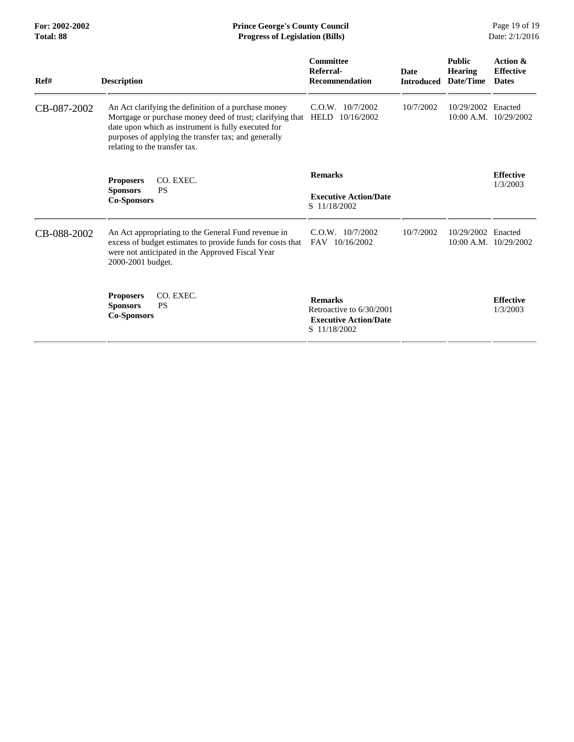**For: 2002-2002**
**Total: 88**

**Prince George's County Council**
**Progress of Legislation (Bills)**

Date: 2/1/2016

| Ref# | Description | Committee Referral-Recommendation | Date Introduced | Public Hearing Date/Time | Action & Effective Dates |
|---|---|---|---|---|---|
| CB-087-2002 | An Act clarifying the definition of a purchase money Mortgage or purchase money deed of trust; clarifying that date upon which as instrument is fully executed for purposes of applying the transfer tax; and generally relating to the transfer tax. | C.O.W. 10/7/2002<br>HELD 10/16/2002 | 10/7/2002 | 10/29/2002 10:00 A.M. | Enacted 10/29/2002 |
| | **Proposers** CO. EXEC.<br>**Sponsors** PS<br>**Co-Sponsors** | **Remarks**<br><br>**Executive Action/Date**<br>S 11/18/2002 | | | **Effective** 1/3/2003 |
| CB-088-2002 | An Act appropriating to the General Fund revenue in excess of budget estimates to provide funds for costs that were not anticipated in the Approved Fiscal Year 2000-2001 budget. | C.O.W. 10/7/2002<br>FAV 10/16/2002 | 10/7/2002 | 10/29/2002 10:00 A.M. | Enacted 10/29/2002 |
| | **Proposers** CO. EXEC.<br>**Sponsors** PS<br>**Co-Sponsors** | **Remarks**<br>Retroactive to 6/30/2001<br>**Executive Action/Date**<br>S 11/18/2002 | | | **Effective** 1/3/2003 |